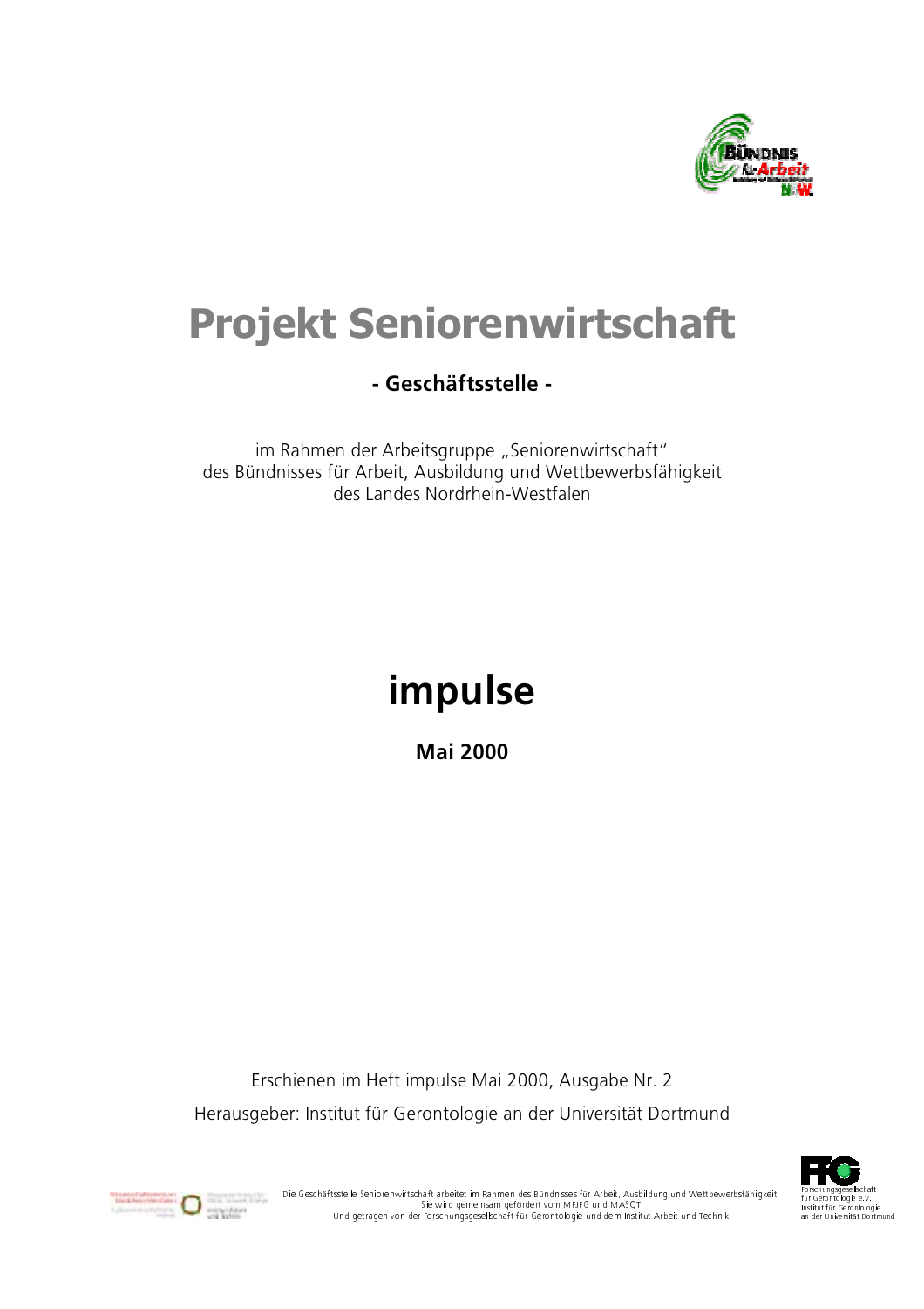# Projekt Seniorenwirtschaft

**- Geschäftsstelle -**

im Rahmen der Arbeitsgruppe „Seniorenwirtschaft"
des Bündnisses für Arbeit, Ausbildung und Wettbewerbsfähigkeit
des Landes Nordrhein-Westfalen

# impulse

**Mai 2000**

Erschienen im Heft impulse Mai 2000, Ausgabe Nr. 2

Herausgeber: Institut für Gerontologie an der Universität Dortmund

Die Geschäftsstelle Seniorenwirtschaft arbeitet im Rahmen des Bündnisses für Arbeit, Ausbildung und Wettbewerbsfähigkeit.
Sie wird gemeinsam gefördert vom MFJFG und MASQT
Und getragen von der Forschungsgesellschaft für Gerontologie und dem Institut Arbeit und Technik

FFG
Forschungsgesellschaft für Gerontologie e.V.
Institut für Gerontologie an der Universität Dortmund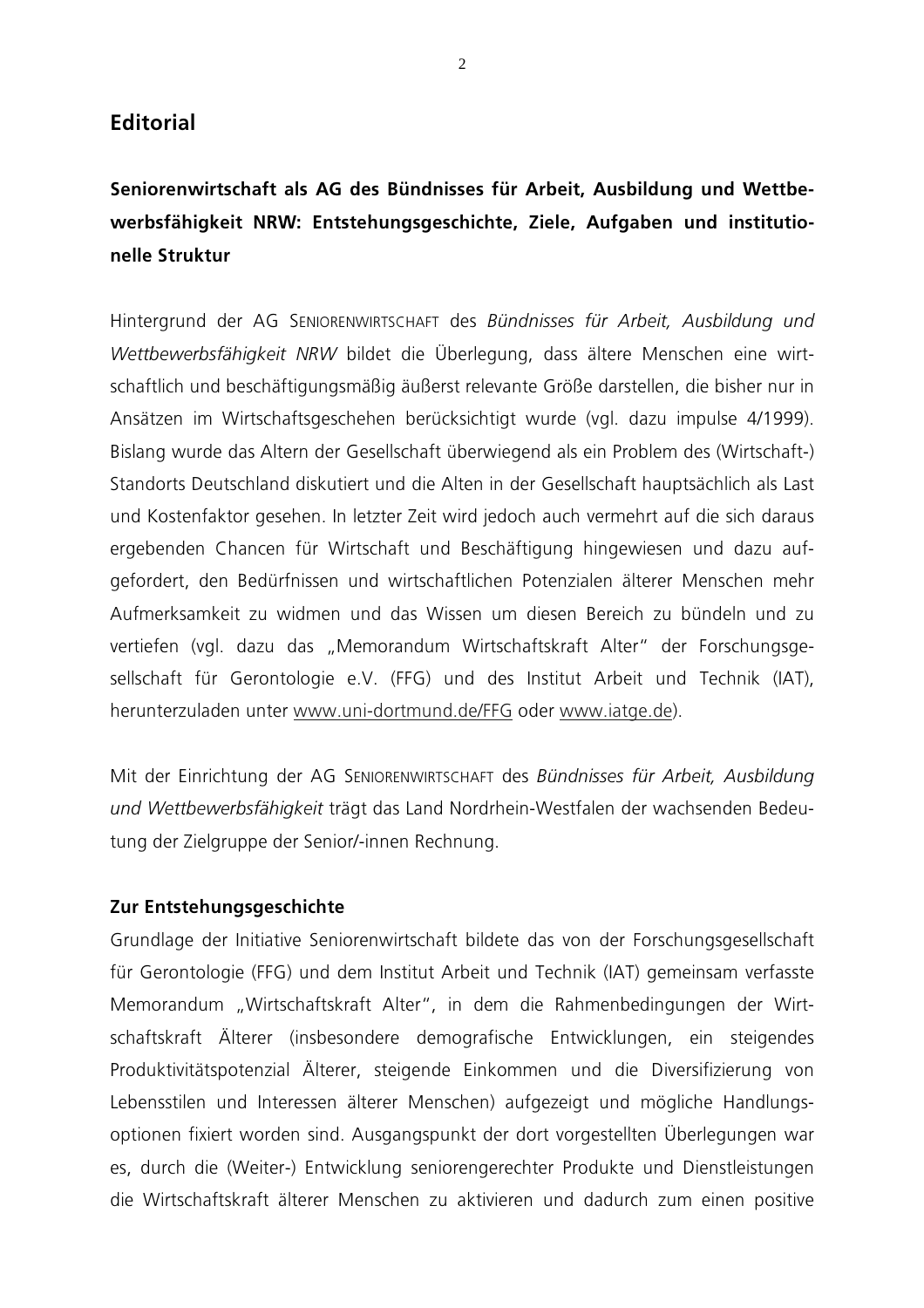## Editorial

### Seniorenwirtschaft als AG des Bündnisses für Arbeit, Ausbildung und Wettbewerbsfähigkeit NRW: Entstehungsgeschichte, Ziele, Aufgaben und institutionelle Struktur

Hintergrund der AG SENIORENWIRTSCHAFT des *Bündnisses für Arbeit, Ausbildung und Wettbewerbsfähigkeit NRW* bildet die Überlegung, dass ältere Menschen eine wirtschaftlich und beschäftigungsmäßig äußerst relevante Größe darstellen, die bisher nur in Ansätzen im Wirtschaftsgeschehen berücksichtigt wurde (vgl. dazu impulse 4/1999). Bislang wurde das Altern der Gesellschaft überwiegend als ein Problem des (Wirtschaft-) Standorts Deutschland diskutiert und die Alten in der Gesellschaft hauptsächlich als Last und Kostenfaktor gesehen. In letzter Zeit wird jedoch auch vermehrt auf die sich daraus ergebenden Chancen für Wirtschaft und Beschäftigung hingewiesen und dazu aufgefordert, den Bedürfnissen und wirtschaftlichen Potenzialen älterer Menschen mehr Aufmerksamkeit zu widmen und das Wissen um diesen Bereich zu bündeln und zu vertiefen (vgl. dazu das „Memorandum Wirtschaftskraft Alter" der Forschungsgesellschaft für Gerontologie e.V. (FFG) und des Institut Arbeit und Technik (IAT), herunterzuladen unter www.uni-dortmund.de/FFG oder www.iatge.de).

Mit der Einrichtung der AG SENIORENWIRTSCHAFT des *Bündnisses für Arbeit, Ausbildung und Wettbewerbsfähigkeit* trägt das Land Nordrhein-Westfalen der wachsenden Bedeutung der Zielgruppe der Senior/-innen Rechnung.

#### Zur Entstehungsgeschichte

Grundlage der Initiative Seniorenwirtschaft bildete das von der Forschungsgesellschaft für Gerontologie (FFG) und dem Institut Arbeit und Technik (IAT) gemeinsam verfasste Memorandum „Wirtschaftskraft Alter", in dem die Rahmenbedingungen der Wirtschaftskraft Älterer (insbesondere demografische Entwicklungen, ein steigendes Produktivitätspotenzial Älterer, steigende Einkommen und die Diversifizierung von Lebensstilen und Interessen älterer Menschen) aufgezeigt und mögliche Handlungsoptionen fixiert worden sind. Ausgangspunkt der dort vorgestellten Überlegungen war es, durch die (Weiter-) Entwicklung seniorengerechter Produkte und Dienstleistungen die Wirtschaftskraft älterer Menschen zu aktivieren und dadurch zum einen positive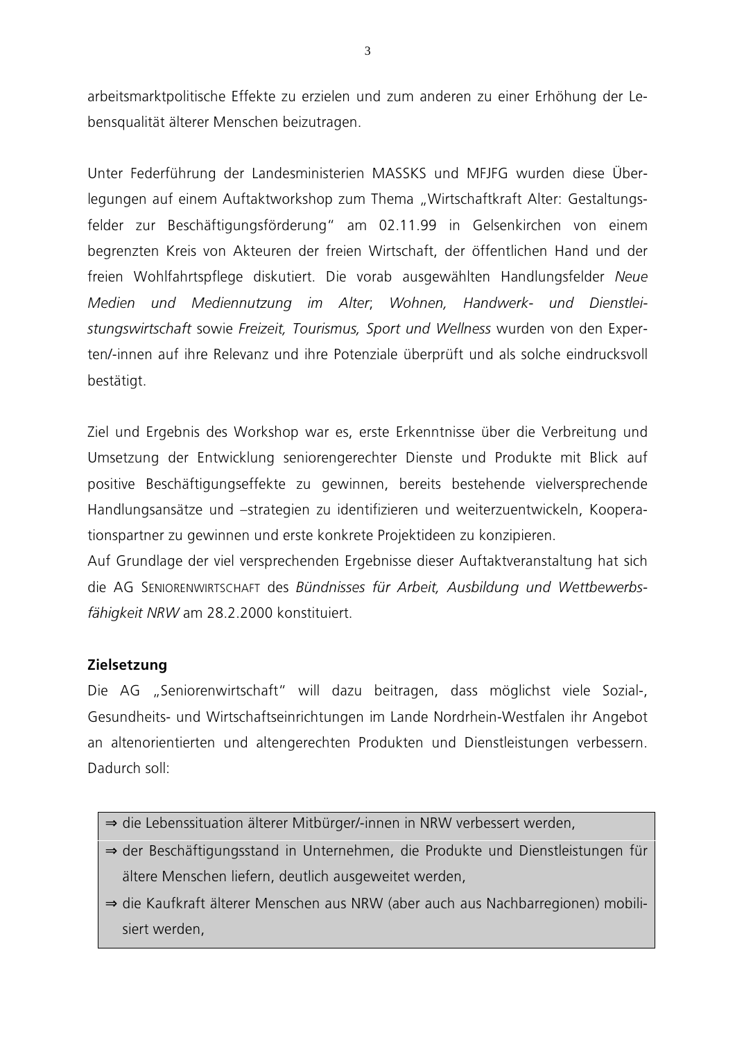arbeitsmarktpolitische Effekte zu erzielen und zum anderen zu einer Erhöhung der Lebensqualität älterer Menschen beizutragen.

Unter Federführung der Landesministerien MASSKS und MFJFG wurden diese Überlegungen auf einem Auftaktworkshop zum Thema „Wirtschaftkraft Alter: Gestaltungsfelder zur Beschäftigungsförderung" am 02.11.99 in Gelsenkirchen von einem begrenzten Kreis von Akteuren der freien Wirtschaft, der öffentlichen Hand und der freien Wohlfahrtspflege diskutiert. Die vorab ausgewählten Handlungsfelder *Neue Medien und Mediennutzung im Alter*; *Wohnen, Handwerk- und Dienstleistungswirtschaft* sowie *Freizeit, Tourismus, Sport und Wellness* wurden von den Experten/-innen auf ihre Relevanz und ihre Potenziale überprüft und als solche eindrucksvoll bestätigt.

Ziel und Ergebnis des Workshop war es, erste Erkenntnisse über die Verbreitung und Umsetzung der Entwicklung seniorengerechter Dienste und Produkte mit Blick auf positive Beschäftigungseffekte zu gewinnen, bereits bestehende vielversprechende Handlungsansätze und –strategien zu identifizieren und weiterzuentwickeln, Kooperationspartner zu gewinnen und erste konkrete Projektideen zu konzipieren.
Auf Grundlage der viel versprechenden Ergebnisse dieser Auftaktveranstaltung hat sich die AG SENIORENWIRTSCHAFT des *Bündnisses für Arbeit, Ausbildung und Wettbewerbsfähigkeit NRW* am 28.2.2000 konstituiert.

**Zielsetzung**

Die AG „Seniorenwirtschaft" will dazu beitragen, dass möglichst viele Sozial-, Gesundheits- und Wirtschaftseinrichtungen im Lande Nordrhein-Westfalen ihr Angebot an altenorientierten und altengerechten Produkten und Dienstleistungen verbessern. Dadurch soll:

⇒ die Lebenssituation älterer Mitbürger/-innen in NRW verbessert werden,

⇒ der Beschäftigungsstand in Unternehmen, die Produkte und Dienstleistungen für ältere Menschen liefern, deutlich ausgeweitet werden,

⇒ die Kaufkraft älterer Menschen aus NRW (aber auch aus Nachbarregionen) mobilisiert werden,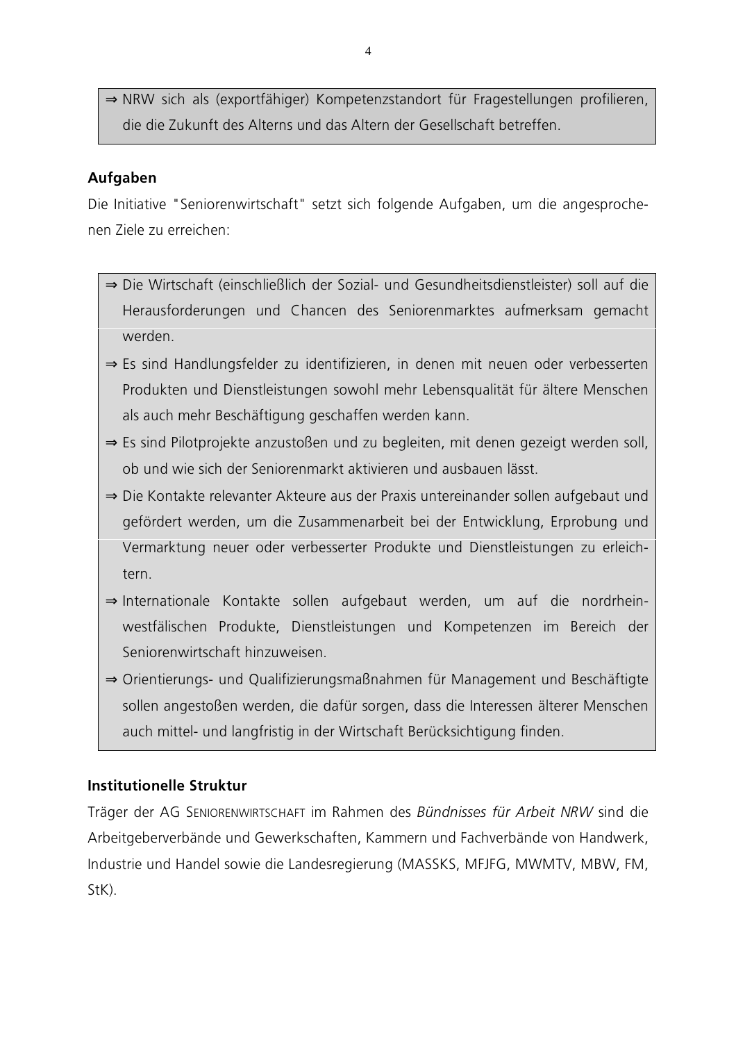- ⇒ NRW sich als (exportfähiger) Kompetenzstandort für Fragestellungen profilieren, die die Zukunft des Alterns und das Altern der Gesellschaft betreffen.

**Aufgaben**

Die Initiative "Seniorenwirtschaft" setzt sich folgende Aufgaben, um die angesprochenen Ziele zu erreichen:

- ⇒ Die Wirtschaft (einschließlich der Sozial- und Gesundheitsdienstleister) soll auf die Herausforderungen und Chancen des Seniorenmarktes aufmerksam gemacht werden.
- ⇒ Es sind Handlungsfelder zu identifizieren, in denen mit neuen oder verbesserten Produkten und Dienstleistungen sowohl mehr Lebensqualität für ältere Menschen als auch mehr Beschäftigung geschaffen werden kann.
- ⇒ Es sind Pilotprojekte anzustoßen und zu begleiten, mit denen gezeigt werden soll, ob und wie sich der Seniorenmarkt aktivieren und ausbauen lässt.
- ⇒ Die Kontakte relevanter Akteure aus der Praxis untereinander sollen aufgebaut und gefördert werden, um die Zusammenarbeit bei der Entwicklung, Erprobung und Vermarktung neuer oder verbesserter Produkte und Dienstleistungen zu erleichtern.
- ⇒ Internationale Kontakte sollen aufgebaut werden, um auf die nordrhein-westfälischen Produkte, Dienstleistungen und Kompetenzen im Bereich der Seniorenwirtschaft hinzuweisen.
- ⇒ Orientierungs- und Qualifizierungsmaßnahmen für Management und Beschäftigte sollen angestoßen werden, die dafür sorgen, dass die Interessen älterer Menschen auch mittel- und langfristig in der Wirtschaft Berücksichtigung finden.

**Institutionelle Struktur**

Träger der AG SENIORENWIRTSCHAFT im Rahmen des *Bündnisses für Arbeit NRW* sind die Arbeitgeberverbände und Gewerkschaften, Kammern und Fachverbände von Handwerk, Industrie und Handel sowie die Landesregierung (MASSKS, MFJFG, MWMTV, MBW, FM, StK).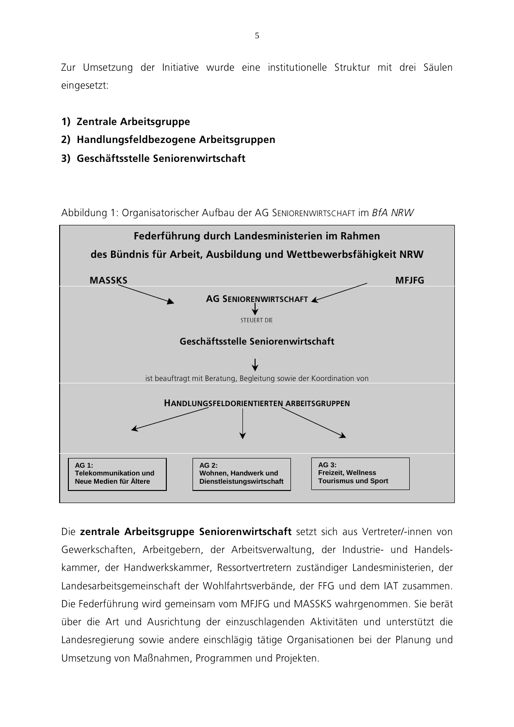Zur Umsetzung der Initiative wurde eine institutionelle Struktur mit drei Säulen eingesetzt:

1) **Zentrale Arbeitsgruppe**
2) **Handlungsfeldbezogene Arbeitsgruppen**
3) **Geschäftsstelle Seniorenwirtschaft**

Abbildung 1: Organisatorischer Aufbau der AG SENIORENWIRTSCHAFT im *BfA NRW*

**Federführung durch Landesministerien im Rahmen des Bündnis für Arbeit, Ausbildung und Wettbewerbsfähigkeit NRW**

**MASSKS**

**MFJFG**

**AG SENIORENWIRTSCHAFT**

STEUERT DIE

**Geschäftsstelle Seniorenwirtschaft**

ist beauftragt mit Beratung, Begleitung sowie der Koordination von

**HANDLUNGSFELDORIENTIERTEN ARBEITSGRUPPEN**

**AG 1: Telekommunikation und Neue Medien für Ältere**

**AG 2: Wohnen, Handwerk und Dienstleistungswirtschaft**

**AG 3: Freizeit, Wellness Tourismus und Sport**

Die **zentrale Arbeitsgruppe Seniorenwirtschaft** setzt sich aus Vertreter/-innen von Gewerkschaften, Arbeitgebern, der Arbeitsverwaltung, der Industrie- und Handelskammer, der Handwerkskammer, Ressortvertretern zuständiger Landesministerien, der Landesarbeitsgemeinschaft der Wohlfahrtsverbände, der FFG und dem IAT zusammen. Die Federführung wird gemeinsam vom MFJFG und MASSKS wahrgenommen. Sie berät über die Art und Ausrichtung der einzuschlagenden Aktivitäten und unterstützt die Landesregierung sowie andere einschlägig tätige Organisationen bei der Planung und Umsetzung von Maßnahmen, Programmen und Projekten.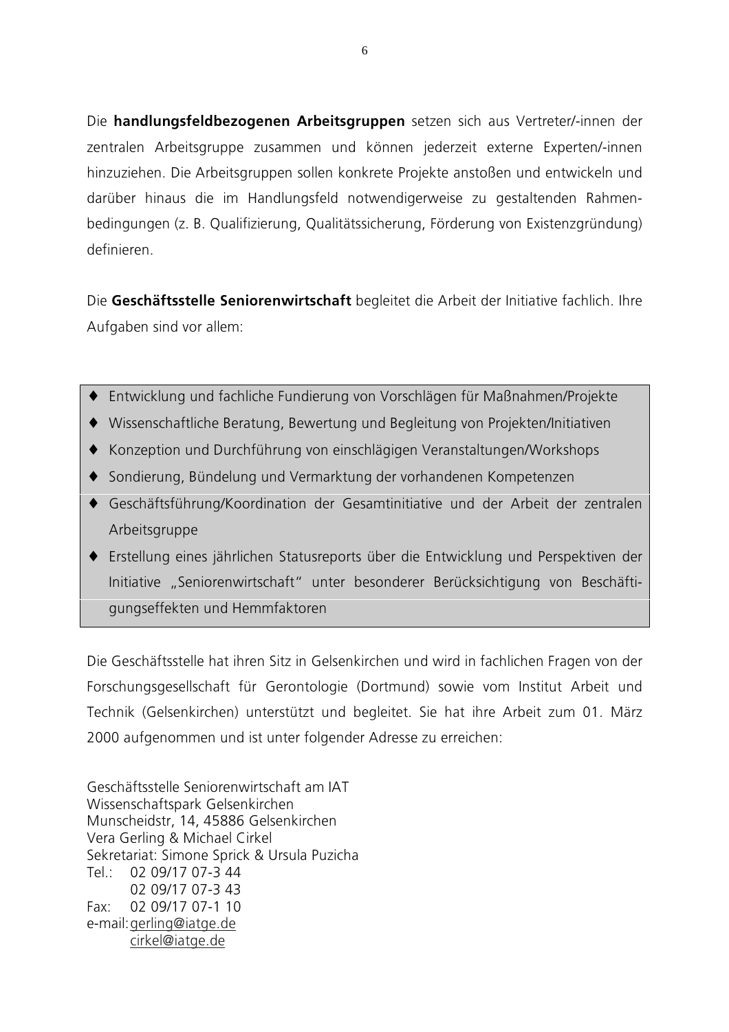Die **handlungsfeldbezogenen Arbeitsgruppen** setzen sich aus Vertreter/-innen der zentralen Arbeitsgruppe zusammen und können jederzeit externe Experten/-innen hinzuziehen. Die Arbeitsgruppen sollen konkrete Projekte anstoßen und entwickeln und darüber hinaus die im Handlungsfeld notwendigerweise zu gestaltenden Rahmenbedingungen (z. B. Qualifizierung, Qualitätssicherung, Förderung von Existenzgründung) definieren.

Die **Geschäftsstelle Seniorenwirtschaft** begleitet die Arbeit der Initiative fachlich. Ihre Aufgaben sind vor allem:

- Entwicklung und fachliche Fundierung von Vorschlägen für Maßnahmen/Projekte
- Wissenschaftliche Beratung, Bewertung und Begleitung von Projekten/Initiativen
- Konzeption und Durchführung von einschlägigen Veranstaltungen/Workshops
- Sondierung, Bündelung und Vermarktung der vorhandenen Kompetenzen
- Geschäftsführung/Koordination der Gesamtinitiative und der Arbeit der zentralen Arbeitsgruppe
- Erstellung eines jährlichen Statusreports über die Entwicklung und Perspektiven der Initiative „Seniorenwirtschaft" unter besonderer Berücksichtigung von Beschäftigungseffekten und Hemmfaktoren

Die Geschäftsstelle hat ihren Sitz in Gelsenkirchen und wird in fachlichen Fragen von der Forschungsgesellschaft für Gerontologie (Dortmund) sowie vom Institut Arbeit und Technik (Gelsenkirchen) unterstützt und begleitet. Sie hat ihre Arbeit zum 01. März 2000 aufgenommen und ist unter folgender Adresse zu erreichen:

Geschäftsstelle Seniorenwirtschaft am IAT  
Wissenschaftspark Gelsenkirchen  
Munscheidstr, 14, 45886 Gelsenkirchen  
Vera Gerling & Michael Cirkel  
Sekretariat: Simone Sprick & Ursula Puzicha  
Tel.: 02 09/17 07-3 44  
02 09/17 07-3 43  
Fax: 02 09/17 07-1 10  
e-mail: gerling@iatge.de  
cirkel@iatge.de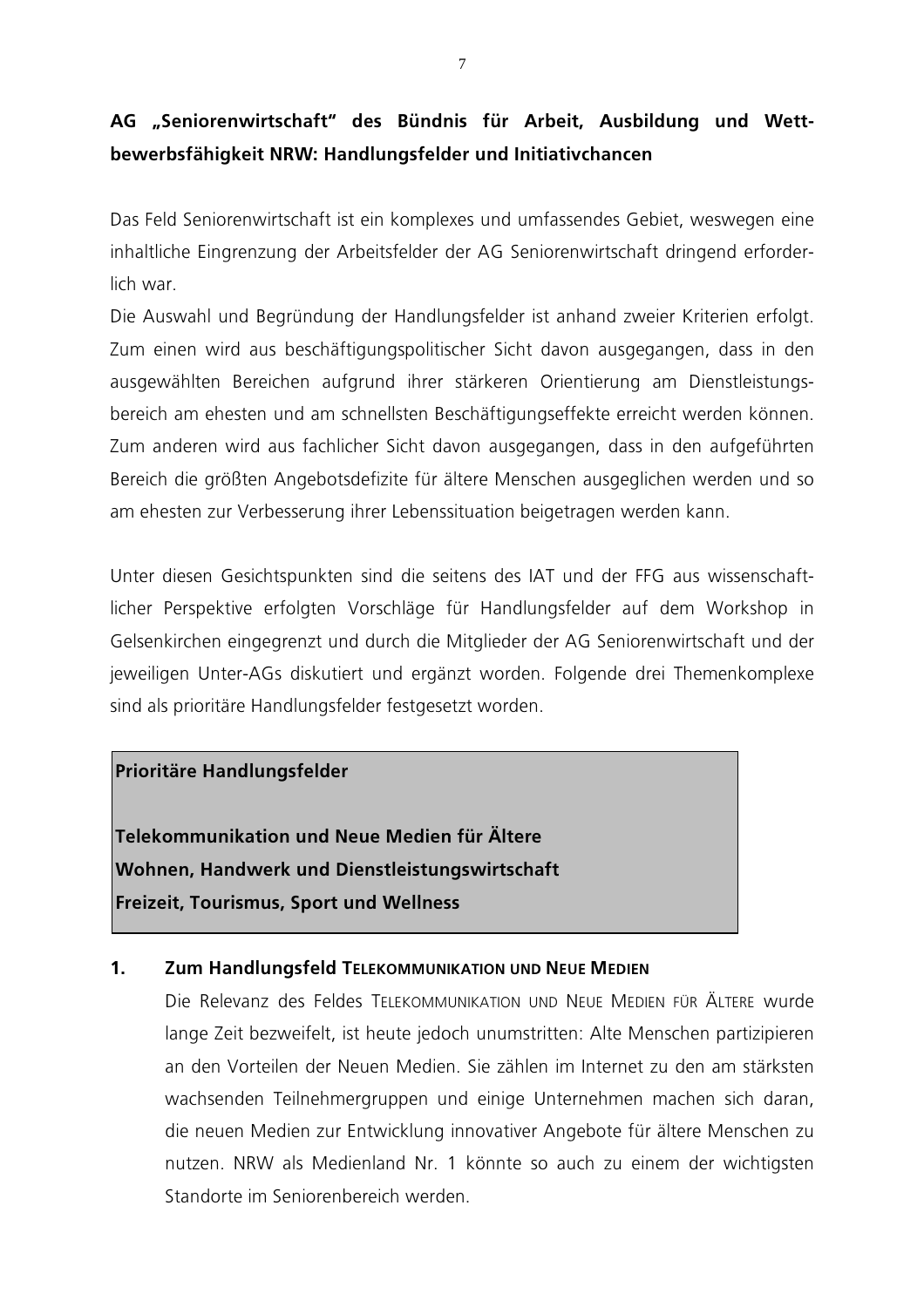## AG „Seniorenwirtschaft" des Bündnis für Arbeit, Ausbildung und Wettbewerbsfähigkeit NRW: Handlungsfelder und Initiativchancen

Das Feld Seniorenwirtschaft ist ein komplexes und umfassendes Gebiet, weswegen eine inhaltliche Eingrenzung der Arbeitsfelder der AG Seniorenwirtschaft dringend erforderlich war.

Die Auswahl und Begründung der Handlungsfelder ist anhand zweier Kriterien erfolgt. Zum einen wird aus beschäftigungspolitischer Sicht davon ausgegangen, dass in den ausgewählten Bereichen aufgrund ihrer stärkeren Orientierung am Dienstleistungsbereich am ehesten und am schnellsten Beschäftigungseffekte erreicht werden können. Zum anderen wird aus fachlicher Sicht davon ausgegangen, dass in den aufgeführten Bereich die größten Angebotsdefizite für ältere Menschen ausgeglichen werden und so am ehesten zur Verbesserung ihrer Lebenssituation beigetragen werden kann.

Unter diesen Gesichtspunkten sind die seitens des IAT und der FFG aus wissenschaftlicher Perspektive erfolgten Vorschläge für Handlungsfelder auf dem Workshop in Gelsenkirchen eingegrenzt und durch die Mitglieder der AG Seniorenwirtschaft und der jeweiligen Unter-AGs diskutiert und ergänzt worden. Folgende drei Themenkomplexe sind als prioritäre Handlungsfelder festgesetzt worden.

**Prioritäre Handlungsfelder**

**Telekommunikation und Neue Medien für Ältere**
**Wohnen, Handwerk und Dienstleistungswirtschaft**
**Freizeit, Tourismus, Sport und Wellness**

### 1. Zum Handlungsfeld Telekommunikation und Neue Medien

Die Relevanz des Feldes Telekommunikation und Neue Medien für Ältere wurde lange Zeit bezweifelt, ist heute jedoch unumstritten: Alte Menschen partizipieren an den Vorteilen der Neuen Medien. Sie zählen im Internet zu den am stärksten wachsenden Teilnehmergruppen und einige Unternehmen machen sich daran, die neuen Medien zur Entwicklung innovativer Angebote für ältere Menschen zu nutzen. NRW als Medienland Nr. 1 könnte so auch zu einem der wichtigsten Standorte im Seniorenbereich werden.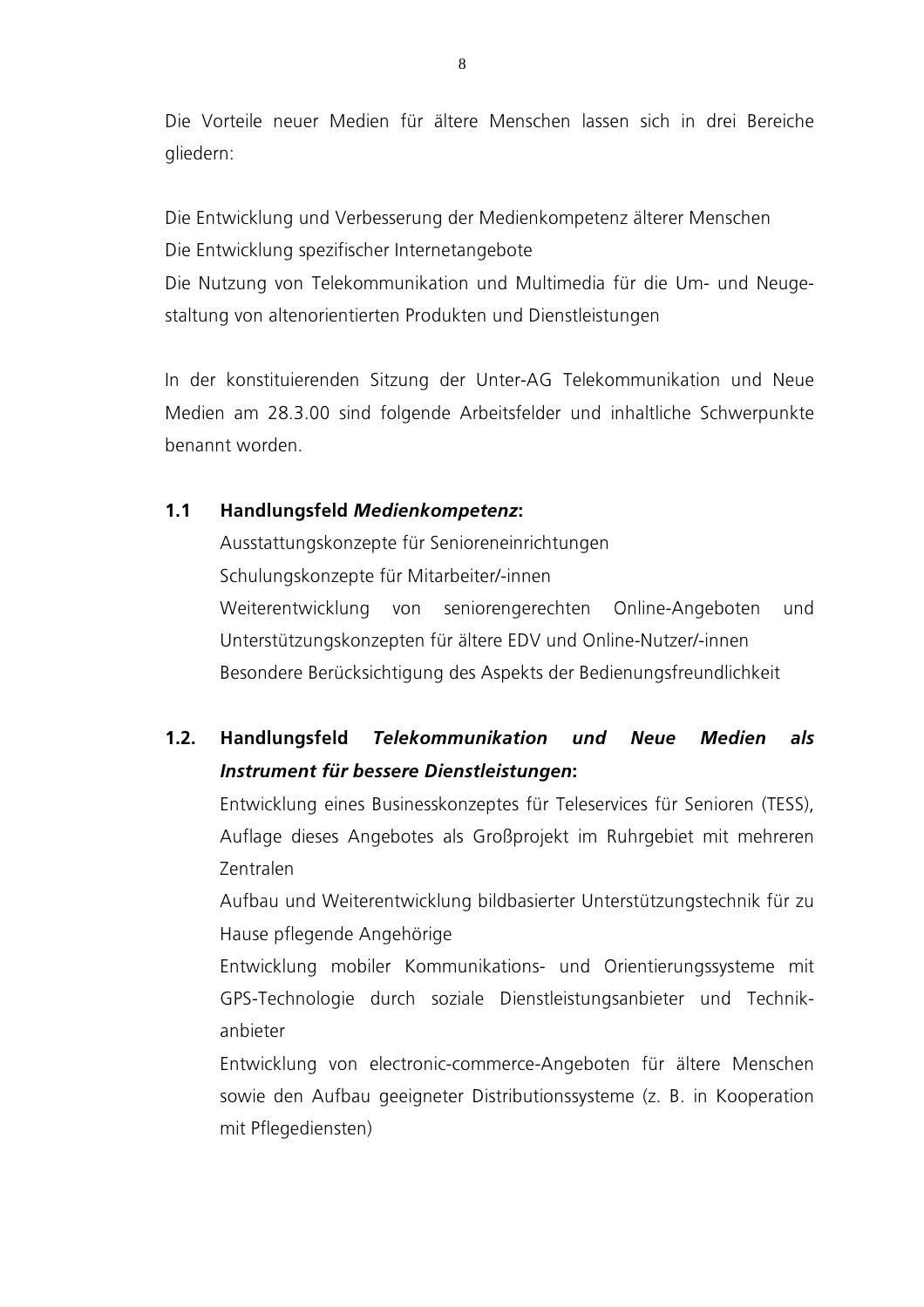Die Vorteile neuer Medien für ältere Menschen lassen sich in drei Bereiche gliedern:

Die Entwicklung und Verbesserung der Medienkompetenz älterer Menschen
Die Entwicklung spezifischer Internetangebote
Die Nutzung von Telekommunikation und Multimedia für die Um- und Neugestaltung von altenorientierten Produkten und Dienstleistungen

In der konstituierenden Sitzung der Unter-AG Telekommunikation und Neue Medien am 28.3.00 sind folgende Arbeitsfelder und inhaltliche Schwerpunkte benannt worden.

### 1.1 Handlungsfeld *Medienkompetenz*:

Ausstattungskonzepte für Senioreneinrichtungen
Schulungskonzepte für Mitarbeiter/-innen
Weiterentwicklung von seniorengerechten Online-Angeboten und Unterstützungskonzepten für ältere EDV und Online-Nutzer/-innen
Besondere Berücksichtigung des Aspekts der Bedienungsfreundlichkeit

### 1.2. Handlungsfeld *Telekommunikation und Neue Medien als Instrument für bessere Dienstleistungen*:

Entwicklung eines Businesskonzeptes für Teleservices für Senioren (TESS), Auflage dieses Angebotes als Großprojekt im Ruhrgebiet mit mehreren Zentralen
Aufbau und Weiterentwicklung bildbasierter Unterstützungstechnik für zu Hause pflegende Angehörige
Entwicklung mobiler Kommunikations- und Orientierungssysteme mit GPS-Technologie durch soziale Dienstleistungsanbieter und Technikanbieter
Entwicklung von electronic-commerce-Angeboten für ältere Menschen sowie den Aufbau geeigneter Distributionssysteme (z. B. in Kooperation mit Pflegediensten)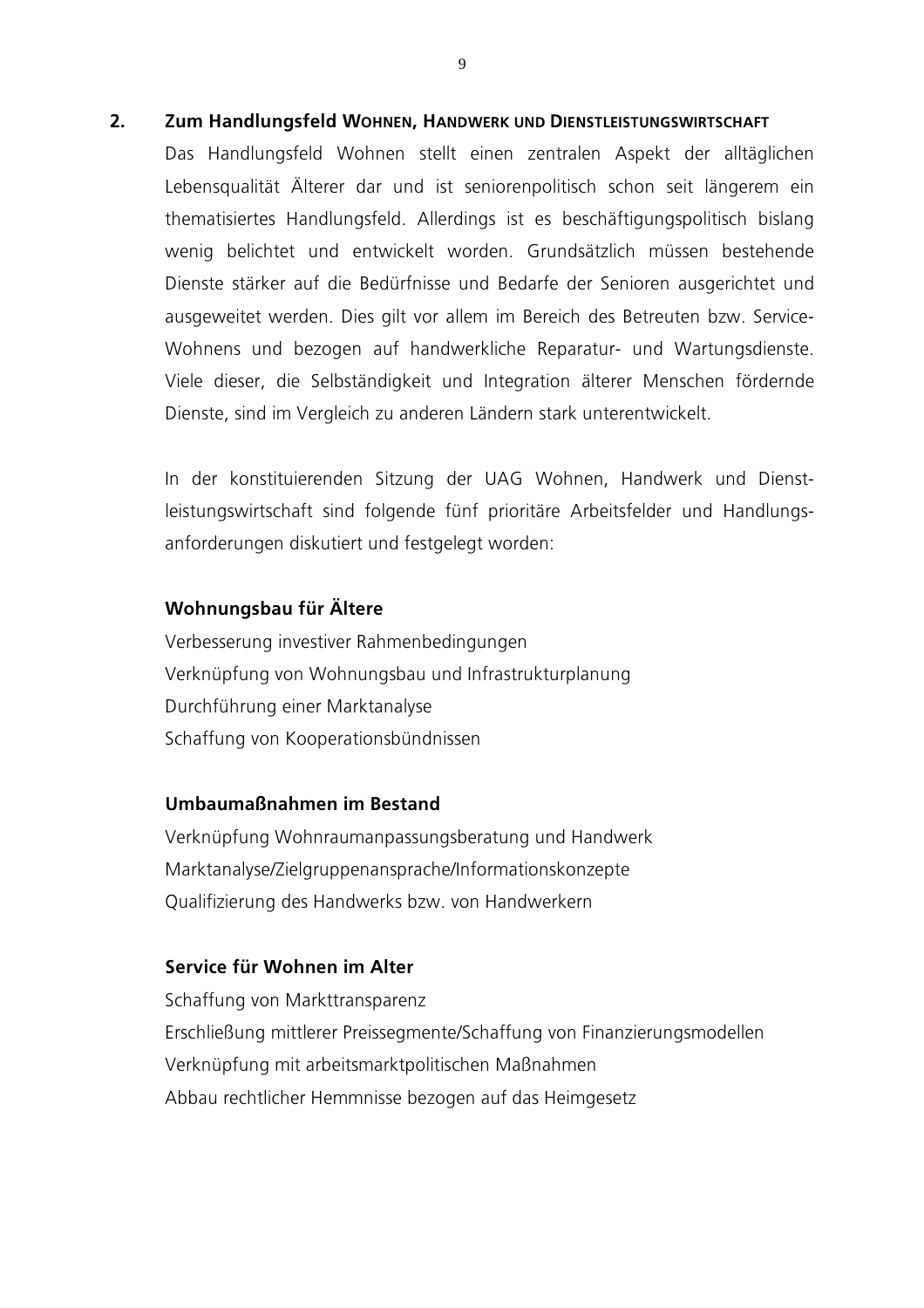## 2. Zum Handlungsfeld WOHNEN, HANDWERK UND DIENSTLEISTUNGSWIRTSCHAFT

Das Handlungsfeld Wohnen stellt einen zentralen Aspekt der alltäglichen Lebensqualität Älterer dar und ist seniorenpolitisch schon seit längerem ein thematisiertes Handlungsfeld. Allerdings ist es beschäftigungspolitisch bislang wenig belichtet und entwickelt worden. Grundsätzlich müssen bestehende Dienste stärker auf die Bedürfnisse und Bedarfe der Senioren ausgerichtet und ausgeweitet werden. Dies gilt vor allem im Bereich des Betreuten bzw. Service-Wohnens und bezogen auf handwerkliche Reparatur- und Wartungsdienste. Viele dieser, die Selbständigkeit und Integration älterer Menschen fördernde Dienste, sind im Vergleich zu anderen Ländern stark unterentwickelt.

In der konstituierenden Sitzung der UAG Wohnen, Handwerk und Dienstleistungswirtschaft sind folgende fünf prioritäre Arbeitsfelder und Handlungsanforderungen diskutiert und festgelegt worden:

**Wohnungsbau für Ältere**

Verbesserung investiver Rahmenbedingungen
Verknüpfung von Wohnungsbau und Infrastrukturplanung
Durchführung einer Marktanalyse
Schaffung von Kooperationsbündnissen

**Umbaumaßnahmen im Bestand**

Verknüpfung Wohnraumanpassungsberatung und Handwerk
Marktanalyse/Zielgruppenansprache/Informationskonzepte
Qualifizierung des Handwerks bzw. von Handwerkern

**Service für Wohnen im Alter**

Schaffung von Markttransparenz
Erschließung mittlerer Preissegmente/Schaffung von Finanzierungsmodellen
Verknüpfung mit arbeitsmarktpolitischen Maßnahmen
Abbau rechtlicher Hemmnisse bezogen auf das Heimgesetz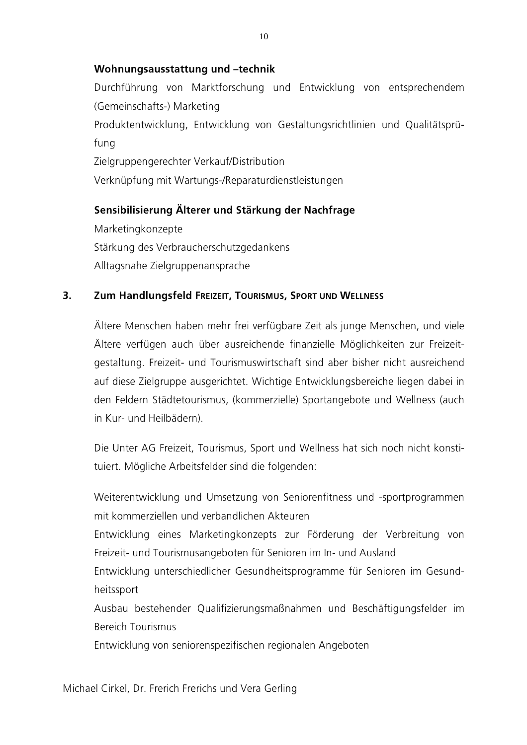**Wohnungsausstattung und –technik**

Durchführung von Marktforschung und Entwicklung von entsprechendem (Gemeinschafts-) Marketing

Produktentwicklung, Entwicklung von Gestaltungsrichtlinien und Qualitätsprüfung

Zielgruppengerechter Verkauf/Distribution

Verknüpfung mit Wartungs-/Reparaturdienstleistungen

**Sensibilisierung Älterer und Stärkung der Nachfrage**

Marketingkonzepte

Stärkung des Verbraucherschutzgedankens

Alltagsnahe Zielgruppenansprache

## 3. Zum Handlungsfeld FREIZEIT, TOURISMUS, SPORT UND WELLNESS

Ältere Menschen haben mehr frei verfügbare Zeit als junge Menschen, und viele Ältere verfügen auch über ausreichende finanzielle Möglichkeiten zur Freizeitgestaltung. Freizeit- und Tourismuswirtschaft sind aber bisher nicht ausreichend auf diese Zielgruppe ausgerichtet. Wichtige Entwicklungsbereiche liegen dabei in den Feldern Städtetourismus, (kommerzielle) Sportangebote und Wellness (auch in Kur- und Heilbädern).

Die Unter AG Freizeit, Tourismus, Sport und Wellness hat sich noch nicht konstituiert. Mögliche Arbeitsfelder sind die folgenden:

Weiterentwicklung und Umsetzung von Seniorenfitness und -sportprogrammen mit kommerziellen und verbandlichen Akteuren

Entwicklung eines Marketingkonzepts zur Förderung der Verbreitung von Freizeit- und Tourismusangeboten für Senioren im In- und Ausland

Entwicklung unterschiedlicher Gesundheitsprogramme für Senioren im Gesundheitssport

Ausbau bestehender Qualifizierungsmaßnahmen und Beschäftigungsfelder im Bereich Tourismus

Entwicklung von seniorenspezifischen regionalen Angeboten